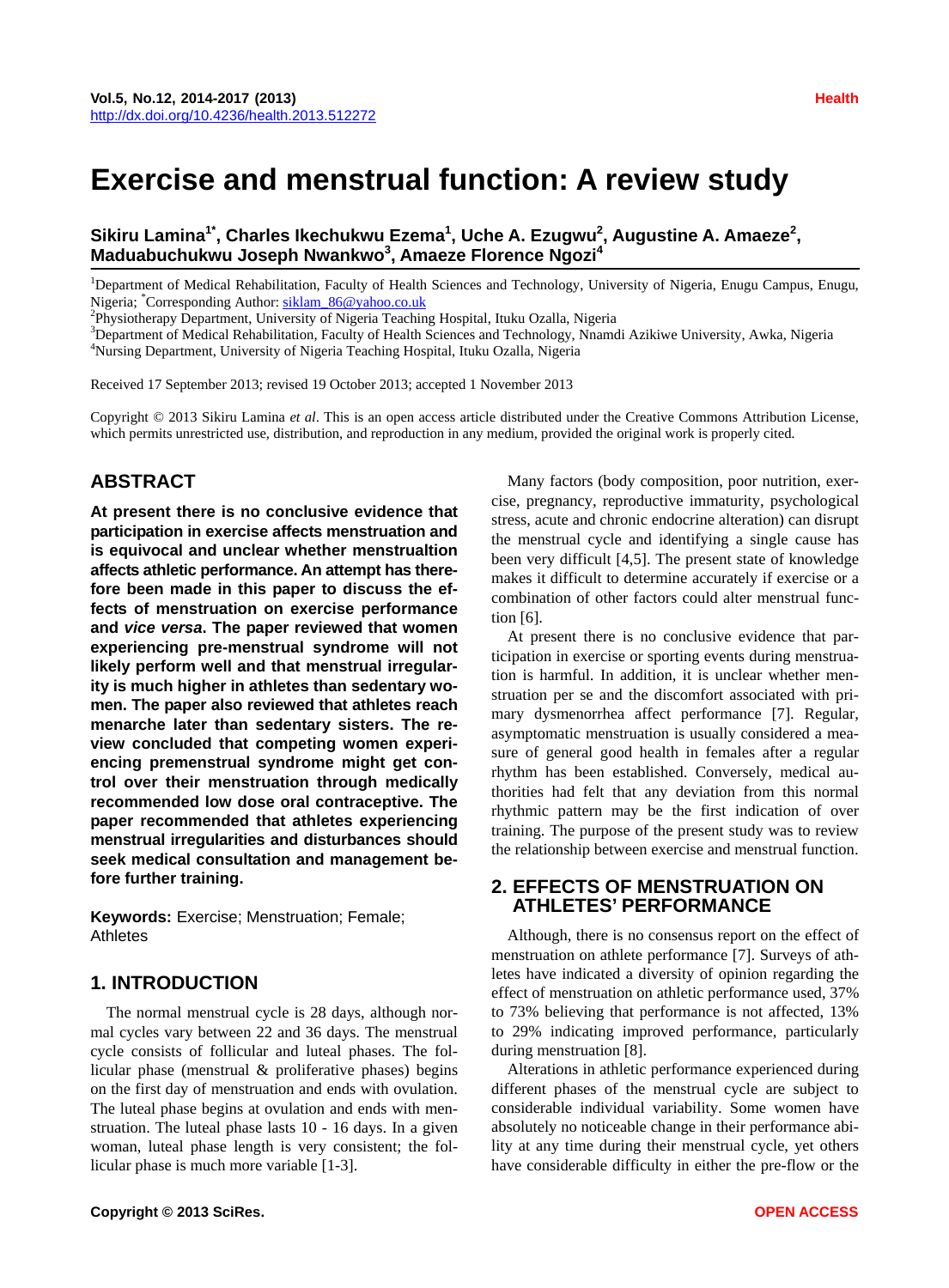# Exercise and menstrual function: A review study

**Sikiru Lamina[1*], Charles Ikechukwu Ezema[1], Uche A. Ezugwu[2], Augustine A. Amaeze[2], Maduabuchukwu Joseph Nwankwo[3], Amaeze Florence Ngozi[4]**

[1]Department of Medical Rehabilitation, Faculty of Health Sciences and Technology, University of Nigeria, Enugu Campus, Enugu, Nigeria; *Corresponding Author: siklam_86@yahoo.co.uk
[2]Physiotherapy Department, University of Nigeria Teaching Hospital, Ituku Ozalla, Nigeria
[3]Department of Medical Rehabilitation, Faculty of Health Sciences and Technology, Nnamdi Azikiwe University, Awka, Nigeria
[4]Nursing Department, University of Nigeria Teaching Hospital, Ituku Ozalla, Nigeria

Received 17 September 2013; revised 19 October 2013; accepted 1 November 2013

Copyright © 2013 Sikiru Lamina *et al*. This is an open access article distributed under the Creative Commons Attribution License, which permits unrestricted use, distribution, and reproduction in any medium, provided the original work is properly cited.

## ABSTRACT

**At present there is no conclusive evidence that participation in exercise affects menstruation and is equivocal and unclear whether menstrualtion affects athletic performance. An attempt has therefore been made in this paper to discuss the effects of menstruation on exercise performance and *vice versa*. The paper reviewed that women experiencing pre-menstrual syndrome will not likely perform well and that menstrual irregularity is much higher in athletes than sedentary women. The paper also reviewed that athletes reach menarche later than sedentary sisters. The review concluded that competing women experiencing premenstrual syndrome might get control over their menstruation through medically recommended low dose oral contraceptive. The paper recommended that athletes experiencing menstrual irregularities and disturbances should seek medical consultation and management before further training.**

**Keywords:** Exercise; Menstruation; Female; Athletes

## 1. INTRODUCTION

The normal menstrual cycle is 28 days, although normal cycles vary between 22 and 36 days. The menstrual cycle consists of follicular and luteal phases. The follicular phase (menstrual & proliferative phases) begins on the first day of menstruation and ends with ovulation. The luteal phase begins at ovulation and ends with menstruation. The luteal phase lasts 10 - 16 days. In a given woman, luteal phase length is very consistent; the follicular phase is much more variable [1-3].

Many factors (body composition, poor nutrition, exercise, pregnancy, reproductive immaturity, psychological stress, acute and chronic endocrine alteration) can disrupt the menstrual cycle and identifying a single cause has been very difficult [4,5]. The present state of knowledge makes it difficult to determine accurately if exercise or a combination of other factors could alter menstrual function [6].

At present there is no conclusive evidence that participation in exercise or sporting events during menstruation is harmful. In addition, it is unclear whether menstruation per se and the discomfort associated with primary dysmenorrhea affect performance [7]. Regular, asymptomatic menstruation is usually considered a measure of general good health in females after a regular rhythm has been established. Conversely, medical authorities had felt that any deviation from this normal rhythmic pattern may be the first indication of over training. The purpose of the present study was to review the relationship between exercise and menstrual function.

## 2. EFFECTS OF MENSTRUATION ON ATHLETES' PERFORMANCE

Although, there is no consensus report on the effect of menstruation on athlete performance [7]. Surveys of athletes have indicated a diversity of opinion regarding the effect of menstruation on athletic performance used, 37% to 73% believing that performance is not affected, 13% to 29% indicating improved performance, particularly during menstruation [8].

Alterations in athletic performance experienced during different phases of the menstrual cycle are subject to considerable individual variability. Some women have absolutely no noticeable change in their performance ability at any time during their menstrual cycle, yet others have considerable difficulty in either the pre-flow or the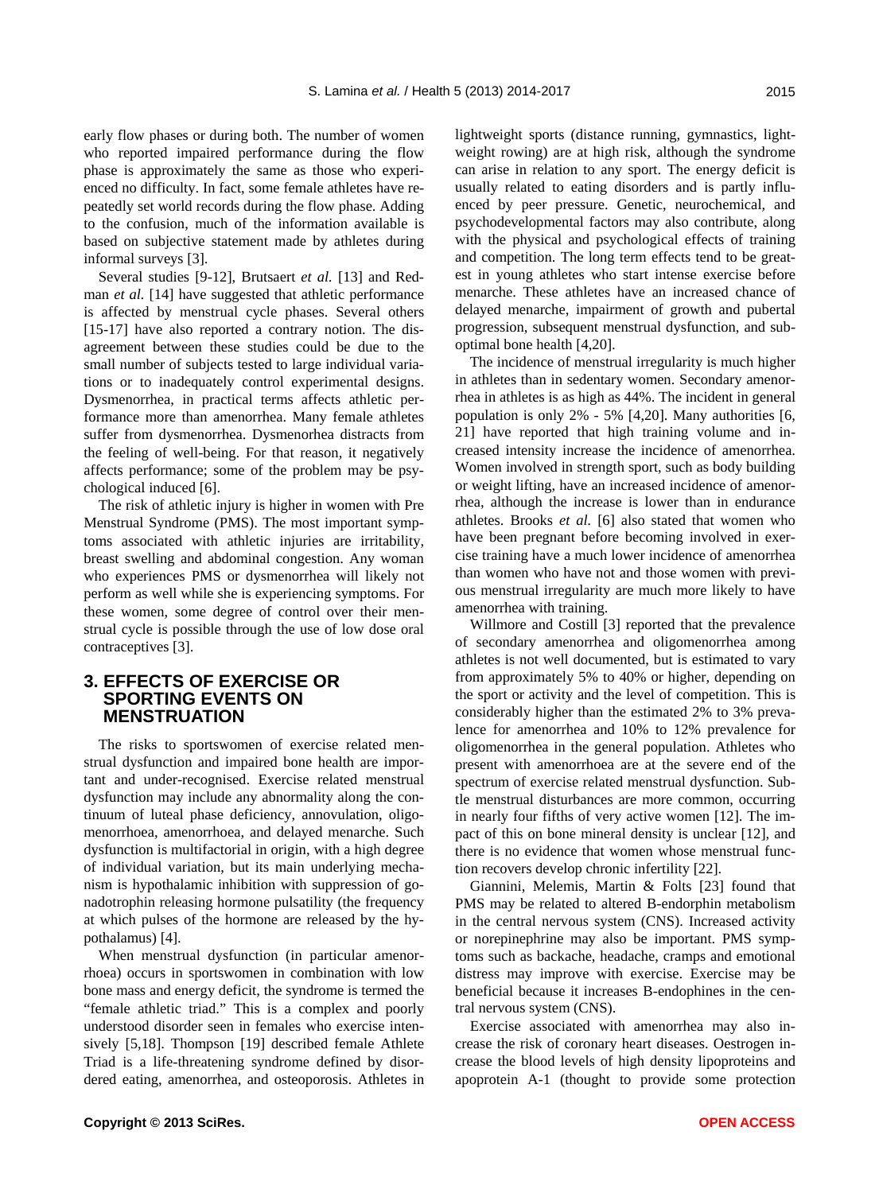early flow phases or during both. The number of women who reported impaired performance during the flow phase is approximately the same as those who experienced no difficulty. In fact, some female athletes have repeatedly set world records during the flow phase. Adding to the confusion, much of the information available is based on subjective statement made by athletes during informal surveys [3].

Several studies [9-12], Brutsaert *et al.* [13] and Redman *et al.* [14] have suggested that athletic performance is affected by menstrual cycle phases. Several others [15-17] have also reported a contrary notion. The disagreement between these studies could be due to the small number of subjects tested to large individual variations or to inadequately control experimental designs. Dysmenorrhea, in practical terms affects athletic performance more than amenorrhea. Many female athletes suffer from dysmenorrhea. Dysmenorrhea distracts from the feeling of well-being. For that reason, it negatively affects performance; some of the problem may be psychological induced [6].

The risk of athletic injury is higher in women with Pre Menstrual Syndrome (PMS). The most important symptoms associated with athletic injuries are irritability, breast swelling and abdominal congestion. Any woman who experiences PMS or dysmenorrhea will likely not perform as well while she is experiencing symptoms. For these women, some degree of control over their menstrual cycle is possible through the use of low dose oral contraceptives [3].

## 3. EFFECTS OF EXERCISE OR SPORTING EVENTS ON MENSTRUATION

The risks to sportswomen of exercise related menstrual dysfunction and impaired bone health are important and under-recognised. Exercise related menstrual dysfunction may include any abnormality along the continuum of luteal phase deficiency, annovulation, oligomenorrhoea, amenorrhoea, and delayed menarche. Such dysfunction is multifactorial in origin, with a high degree of individual variation, but its main underlying mechanism is hypothalamic inhibition with suppression of gonadotrophin releasing hormone pulsatility (the frequency at which pulses of the hormone are released by the hypothalamus) [4].

When menstrual dysfunction (in particular amenorrhoea) occurs in sportswomen in combination with low bone mass and energy deficit, the syndrome is termed the "female athletic triad." This is a complex and poorly understood disorder seen in females who exercise intensively [5,18]. Thompson [19] described female Athlete Triad is a life-threatening syndrome defined by disordered eating, amenorrhea, and osteoporosis. Athletes in lightweight sports (distance running, gymnastics, lightweight rowing) are at high risk, although the syndrome can arise in relation to any sport. The energy deficit is usually related to eating disorders and is partly influenced by peer pressure. Genetic, neurochemical, and psychodevelopmental factors may also contribute, along with the physical and psychological effects of training and competition. The long term effects tend to be greatest in young athletes who start intense exercise before menarche. These athletes have an increased chance of delayed menarche, impairment of growth and pubertal progression, subsequent menstrual dysfunction, and suboptimal bone health [4,20].

The incidence of menstrual irregularity is much higher in athletes than in sedentary women. Secondary amenorrhea in athletes is as high as 44%. The incident in general population is only 2% - 5% [4,20]. Many authorities [6, 21] have reported that high training volume and increased intensity increase the incidence of amenorrhea. Women involved in strength sport, such as body building or weight lifting, have an increased incidence of amenorrhea, although the increase is lower than in endurance athletes. Brooks *et al.* [6] also stated that women who have been pregnant before becoming involved in exercise training have a much lower incidence of amenorrhea than women who have not and those women with previous menstrual irregularity are much more likely to have amenorrhea with training.

Willmore and Costill [3] reported that the prevalence of secondary amenorrhea and oligomenorrhea among athletes is not well documented, but is estimated to vary from approximately 5% to 40% or higher, depending on the sport or activity and the level of competition. This is considerably higher than the estimated 2% to 3% prevalence for amenorrhea and 10% to 12% prevalence for oligomenorrhea in the general population. Athletes who present with amenorrhoea are at the severe end of the spectrum of exercise related menstrual dysfunction. Subtle menstrual disturbances are more common, occurring in nearly four fifths of very active women [12]. The impact of this on bone mineral density is unclear [12], and there is no evidence that women whose menstrual function recovers develop chronic infertility [22].

Giannini, Melemis, Martin & Folts [23] found that PMS may be related to altered B-endorphin metabolism in the central nervous system (CNS). Increased activity or norepinephrine may also be important. PMS symptoms such as backache, headache, cramps and emotional distress may improve with exercise. Exercise may be beneficial because it increases B-endophines in the central nervous system (CNS).

Exercise associated with amenorrhea may also increase the risk of coronary heart diseases. Oestrogen increase the blood levels of high density lipoproteins and apoprotein A-1 (thought to provide some protection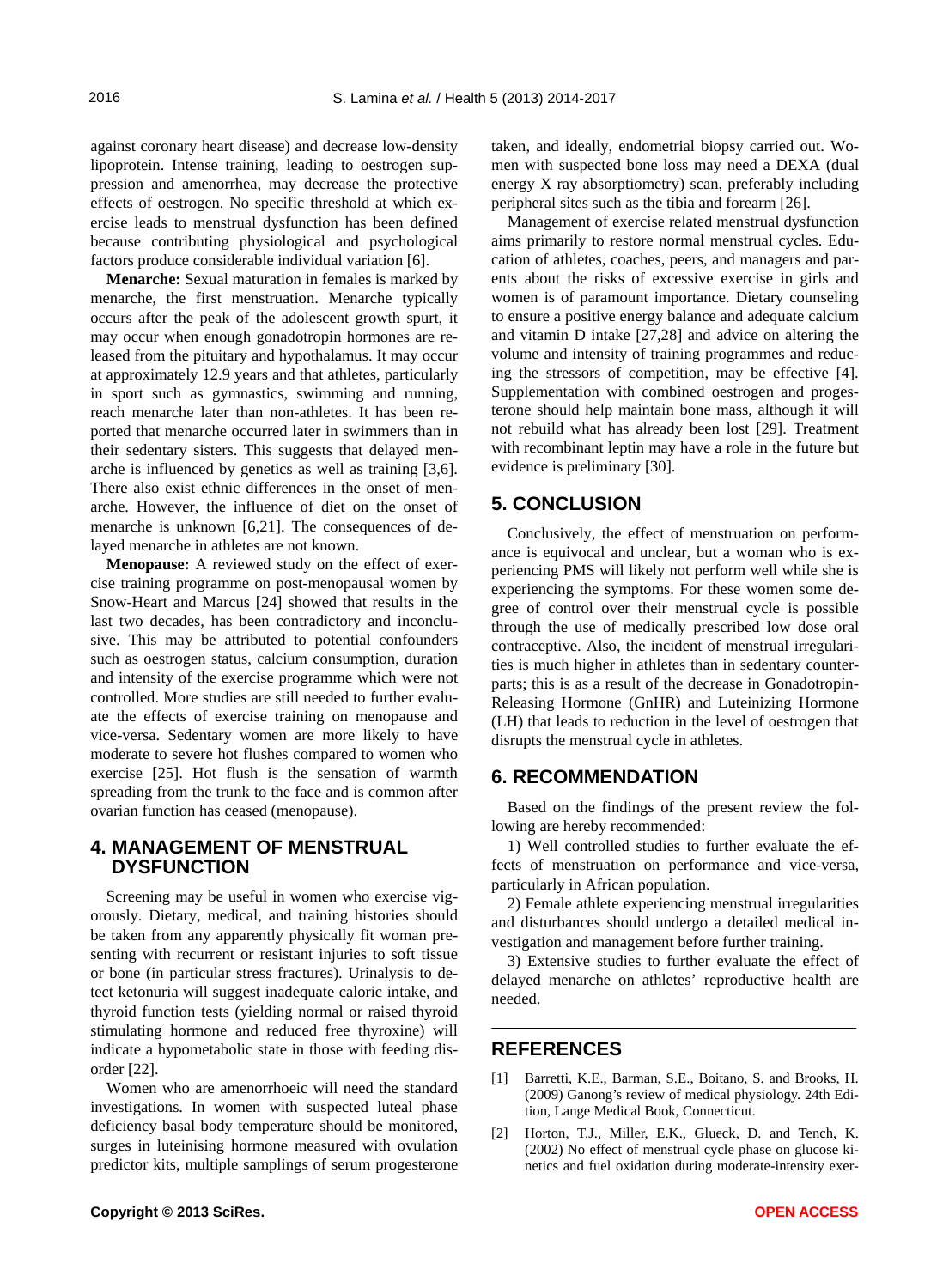against coronary heart disease) and decrease low-density lipoprotein. Intense training, leading to oestrogen suppression and amenorrhea, may decrease the protective effects of oestrogen. No specific threshold at which exercise leads to menstrual dysfunction has been defined because contributing physiological and psychological factors produce considerable individual variation [6].

**Menarche:** Sexual maturation in females is marked by menarche, the first menstruation. Menarche typically occurs after the peak of the adolescent growth spurt, it may occur when enough gonadotropin hormones are released from the pituitary and hypothalamus. It may occur at approximately 12.9 years and that athletes, particularly in sport such as gymnastics, swimming and running, reach menarche later than non-athletes. It has been reported that menarche occurred later in swimmers than in their sedentary sisters. This suggests that delayed menarche is influenced by genetics as well as training [3,6]. There also exist ethnic differences in the onset of menarche. However, the influence of diet on the onset of menarche is unknown [6,21]. The consequences of delayed menarche in athletes are not known.

**Menopause:** A reviewed study on the effect of exercise training programme on post-menopausal women by Snow-Heart and Marcus [24] showed that results in the last two decades, has been contradictory and inconclusive. This may be attributed to potential confounders such as oestrogen status, calcium consumption, duration and intensity of the exercise programme which were not controlled. More studies are still needed to further evaluate the effects of exercise training on menopause and vice-versa. Sedentary women are more likely to have moderate to severe hot flushes compared to women who exercise [25]. Hot flush is the sensation of warmth spreading from the trunk to the face and is common after ovarian function has ceased (menopause).

## 4. MANAGEMENT OF MENSTRUAL DYSFUNCTION

Screening may be useful in women who exercise vigorously. Dietary, medical, and training histories should be taken from any apparently physically fit woman presenting with recurrent or resistant injuries to soft tissue or bone (in particular stress fractures). Urinalysis to detect ketonuria will suggest inadequate caloric intake, and thyroid function tests (yielding normal or raised thyroid stimulating hormone and reduced free thyroxine) will indicate a hypometabolic state in those with feeding disorder [22].

Women who are amenorrhoeic will need the standard investigations. In women with suspected luteal phase deficiency basal body temperature should be monitored, surges in luteinising hormone measured with ovulation predictor kits, multiple samplings of serum progesterone taken, and ideally, endometrial biopsy carried out. Women with suspected bone loss may need a DEXA (dual energy X ray absorptiometry) scan, preferably including peripheral sites such as the tibia and forearm [26].

Management of exercise related menstrual dysfunction aims primarily to restore normal menstrual cycles. Education of athletes, coaches, peers, and managers and parents about the risks of excessive exercise in girls and women is of paramount importance. Dietary counseling to ensure a positive energy balance and adequate calcium and vitamin D intake [27,28] and advice on altering the volume and intensity of training programmes and reducing the stressors of competition, may be effective [4]. Supplementation with combined oestrogen and progesterone should help maintain bone mass, although it will not rebuild what has already been lost [29]. Treatment with recombinant leptin may have a role in the future but evidence is preliminary [30].

## 5. CONCLUSION

Conclusively, the effect of menstruation on performance is equivocal and unclear, but a woman who is experiencing PMS will likely not perform well while she is experiencing the symptoms. For these women some degree of control over their menstrual cycle is possible through the use of medically prescribed low dose oral contraceptive. Also, the incident of menstrual irregularities is much higher in athletes than in sedentary counterparts; this is as a result of the decrease in Gonadotropin-Releasing Hormone (GnHR) and Luteinizing Hormone (LH) that leads to reduction in the level of oestrogen that disrupts the menstrual cycle in athletes.

## 6. RECOMMENDATION

Based on the findings of the present review the following are hereby recommended:

1) Well controlled studies to further evaluate the effects of menstruation on performance and vice-versa, particularly in African population.

2) Female athlete experiencing menstrual irregularities and disturbances should undergo a detailed medical investigation and management before further training.

3) Extensive studies to further evaluate the effect of delayed menarche on athletes' reproductive health are needed.

## REFERENCES

[1] Barretti, K.E., Barman, S.E., Boitano, S. and Brooks, H. (2009) Ganong's review of medical physiology. 24th Edition, Lange Medical Book, Connecticut.

[2] Horton, T.J., Miller, E.K., Glueck, D. and Tench, K. (2002) No effect of menstrual cycle phase on glucose kinetics and fuel oxidation during moderate-intensity exer-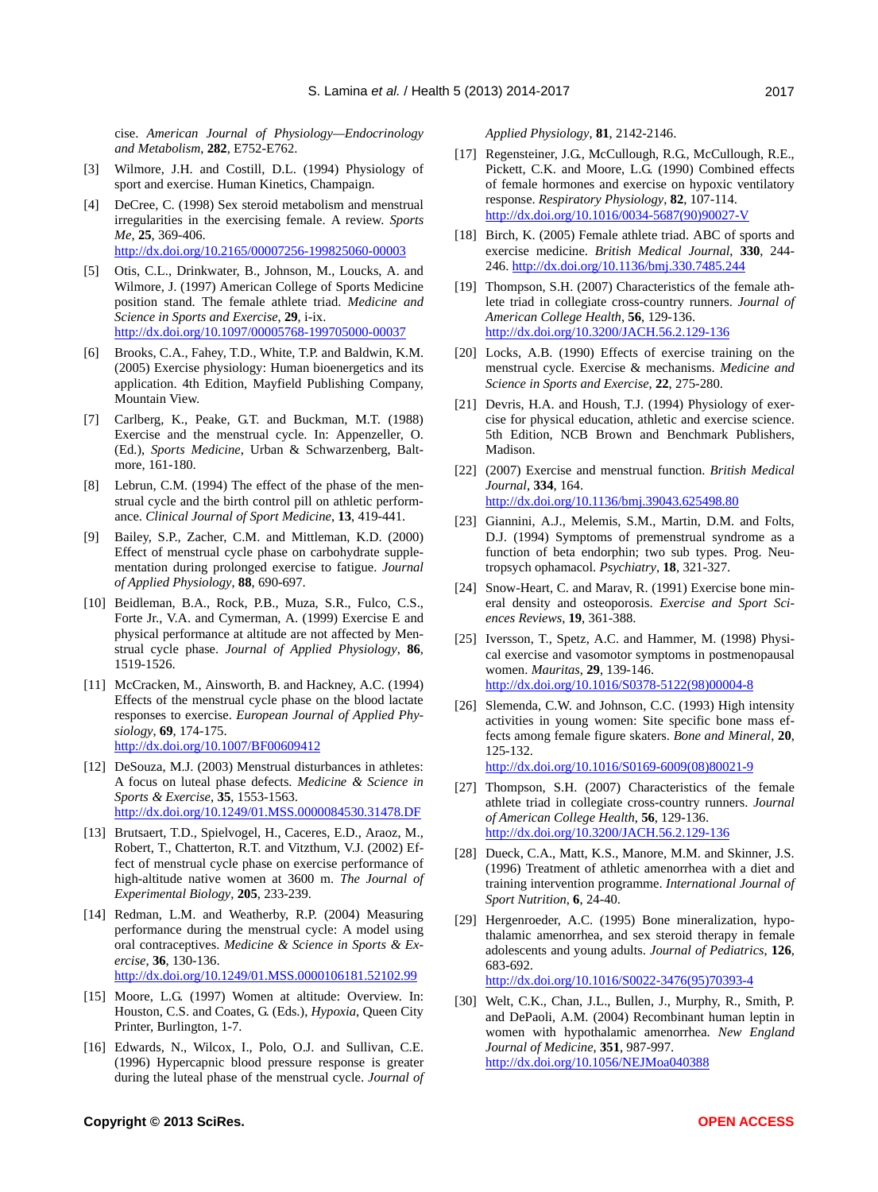cise. *American Journal of Physiology—Endocrinology and Metabolism*, **282**, E752-E762.

[3] Wilmore, J.H. and Costill, D.L. (1994) Physiology of sport and exercise. Human Kinetics, Champaign.

[4] DeCree, C. (1998) Sex steroid metabolism and menstrual irregularities in the exercising female. A review. *Sports Me*, **25**, 369-406. http://dx.doi.org/10.2165/00007256-199825060-00003

[5] Otis, C.L., Drinkwater, B., Johnson, M., Loucks, A. and Wilmore, J. (1997) American College of Sports Medicine position stand. The female athlete triad. *Medicine and Science in Sports and Exercise*, **29**, i-ix. http://dx.doi.org/10.1097/00005768-199705000-00037

[6] Brooks, C.A., Fahey, T.D., White, T.P. and Baldwin, K.M. (2005) Exercise physiology: Human bioenergetics and its application. 4th Edition, Mayfield Publishing Company, Mountain View.

[7] Carlberg, K., Peake, G.T. and Buckman, M.T. (1988) Exercise and the menstrual cycle. In: Appenzeller, O. (Ed.), *Sports Medicine*, Urban & Schwarzenberg, Baltmore, 161-180.

[8] Lebrun, C.M. (1994) The effect of the phase of the menstrual cycle and the birth control pill on athletic performance. *Clinical Journal of Sport Medicine*, **13**, 419-441.

[9] Bailey, S.P., Zacher, C.M. and Mittleman, K.D. (2000) Effect of menstrual cycle phase on carbohydrate supplementation during prolonged exercise to fatigue. *Journal of Applied Physiology*, **88**, 690-697.

[10] Beidleman, B.A., Rock, P.B., Muza, S.R., Fulco, C.S., Forte Jr., V.A. and Cymerman, A. (1999) Exercise E and physical performance at altitude are not affected by Menstrual cycle phase. *Journal of Applied Physiology*, **86**, 1519-1526.

[11] McCracken, M., Ainsworth, B. and Hackney, A.C. (1994) Effects of the menstrual cycle phase on the blood lactate responses to exercise. *European Journal of Applied Physiology*, **69**, 174-175. http://dx.doi.org/10.1007/BF00609412

[12] DeSouza, M.J. (2003) Menstrual disturbances in athletes: A focus on luteal phase defects. *Medicine & Science in Sports & Exercise*, **35**, 1553-1563. http://dx.doi.org/10.1249/01.MSS.0000084530.31478.DF

[13] Brutsaert, T.D., Spielvogel, H., Caceres, E.D., Araoz, M., Robert, T., Chatterton, R.T. and Vitzthum, V.J. (2002) Effect of menstrual cycle phase on exercise performance of high-altitude native women at 3600 m. *The Journal of Experimental Biology*, **205**, 233-239.

[14] Redman, L.M. and Weatherby, R.P. (2004) Measuring performance during the menstrual cycle: A model using oral contraceptives. *Medicine & Science in Sports & Exercise*, **36**, 130-136. http://dx.doi.org/10.1249/01.MSS.0000106181.52102.99

[15] Moore, L.G. (1997) Women at altitude: Overview. In: Houston, C.S. and Coates, G. (Eds.), *Hypoxia*, Queen City Printer, Burlington, 1-7.

[16] Edwards, N., Wilcox, I., Polo, O.J. and Sullivan, C.E. (1996) Hypercapnic blood pressure response is greater during the luteal phase of the menstrual cycle. *Journal of Applied Physiology*, **81**, 2142-2146.

[17] Regensteiner, J.G., McCullough, R.G., McCullough, R.E., Pickett, C.K. and Moore, L.G. (1990) Combined effects of female hormones and exercise on hypoxic ventilatory response. *Respiratory Physiology*, **82**, 107-114. http://dx.doi.org/10.1016/0034-5687(90)90027-V

[18] Birch, K. (2005) Female athlete triad. ABC of sports and exercise medicine. *British Medical Journal*, **330**, 244-246. http://dx.doi.org/10.1136/bmj.330.7485.244

[19] Thompson, S.H. (2007) Characteristics of the female athlete triad in collegiate cross-country runners. *Journal of American College Health*, **56**, 129-136. http://dx.doi.org/10.3200/JACH.56.2.129-136

[20] Locks, A.B. (1990) Effects of exercise training on the menstrual cycle. Exercise & mechanisms. *Medicine and Science in Sports and Exercise*, **22**, 275-280.

[21] Devris, H.A. and Housh, T.J. (1994) Physiology of exercise for physical education, athletic and exercise science. 5th Edition, NCB Brown and Benchmark Publishers, Madison.

[22] (2007) Exercise and menstrual function. *British Medical Journal*, **334**, 164. http://dx.doi.org/10.1136/bmj.39043.625498.80

[23] Giannini, A.J., Melemis, S.M., Martin, D.M. and Folts, D.J. (1994) Symptoms of premenstrual syndrome as a function of beta endorphin; two sub types. Prog. Neutropsych ophamacol. *Psychiatry*, **18**, 321-327.

[24] Snow-Heart, C. and Marav, R. (1991) Exercise bone mineral density and osteoporosis. *Exercise and Sport Sciences Reviews*, **19**, 361-388.

[25] Iversson, T., Spetz, A.C. and Hammer, M. (1998) Physical exercise and vasomotor symptoms in postmenopausal women. *Mauritas*, **29**, 139-146. http://dx.doi.org/10.1016/S0378-5122(98)00004-8

[26] Slemenda, C.W. and Johnson, C.C. (1993) High intensity activities in young women: Site specific bone mass effects among female figure skaters. *Bone and Mineral*, **20**, 125-132. http://dx.doi.org/10.1016/S0169-6009(08)80021-9

[27] Thompson, S.H. (2007) Characteristics of the female athlete triad in collegiate cross-country runners. *Journal of American College Health*, **56**, 129-136. http://dx.doi.org/10.3200/JACH.56.2.129-136

[28] Dueck, C.A., Matt, K.S., Manore, M.M. and Skinner, J.S. (1996) Treatment of athletic amenorrhea with a diet and training intervention programme. *International Journal of Sport Nutrition*, **6**, 24-40.

[29] Hergenroeder, A.C. (1995) Bone mineralization, hypothalamic amenorrhea, and sex steroid therapy in female adolescents and young adults. *Journal of Pediatrics*, **126**, 683-692. http://dx.doi.org/10.1016/S0022-3476(95)70393-4

[30] Welt, C.K., Chan, J.L., Bullen, J., Murphy, R., Smith, P. and DePaoli, A.M. (2004) Recombinant human leptin in women with hypothalamic amenorrhea. *New England Journal of Medicine*, **351**, 987-997. http://dx.doi.org/10.1056/NEJMoa040388